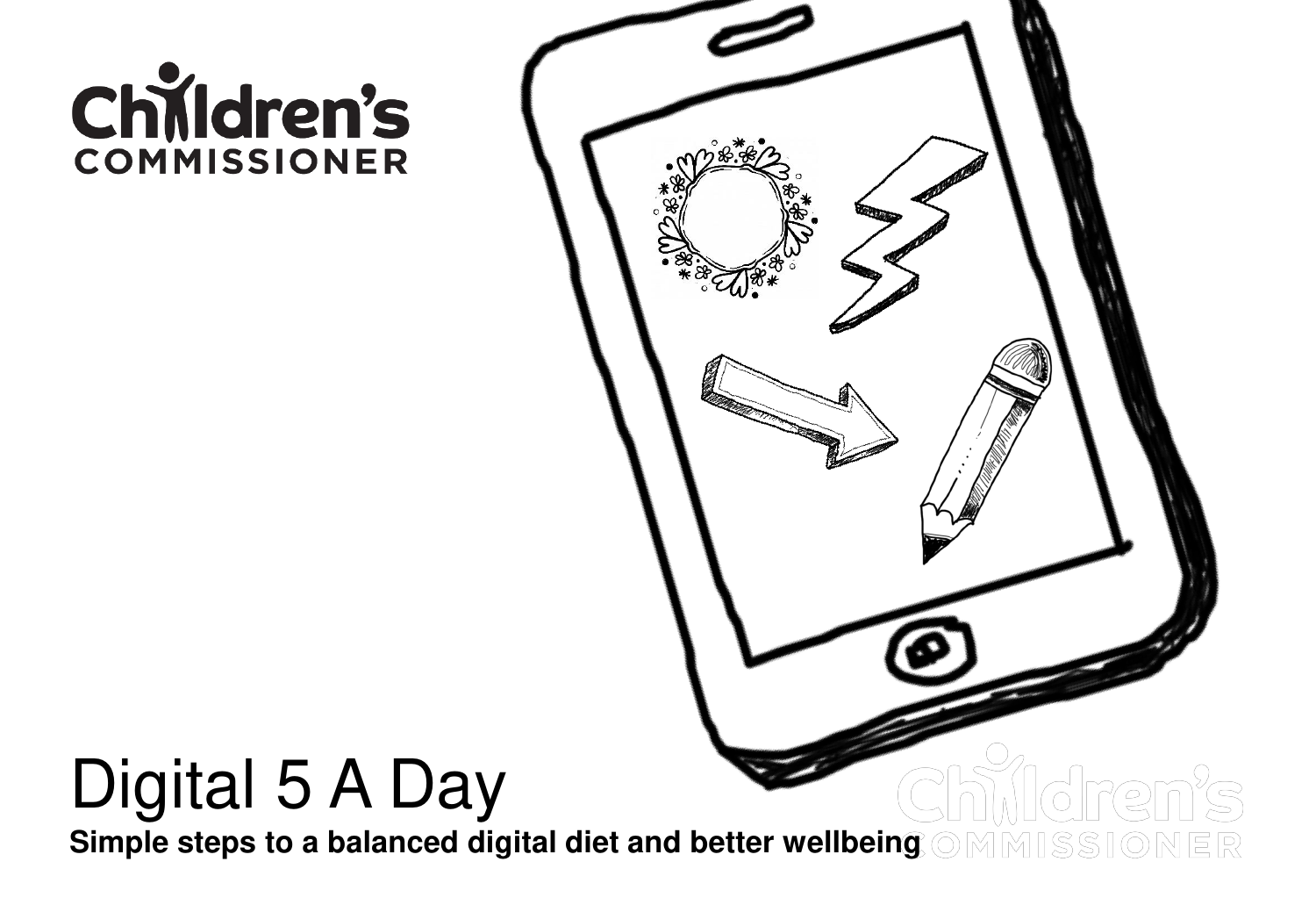Children's Commissioner

# Digital 5 A Day

**Simple steps to a balanced digital diet and better wellbeing**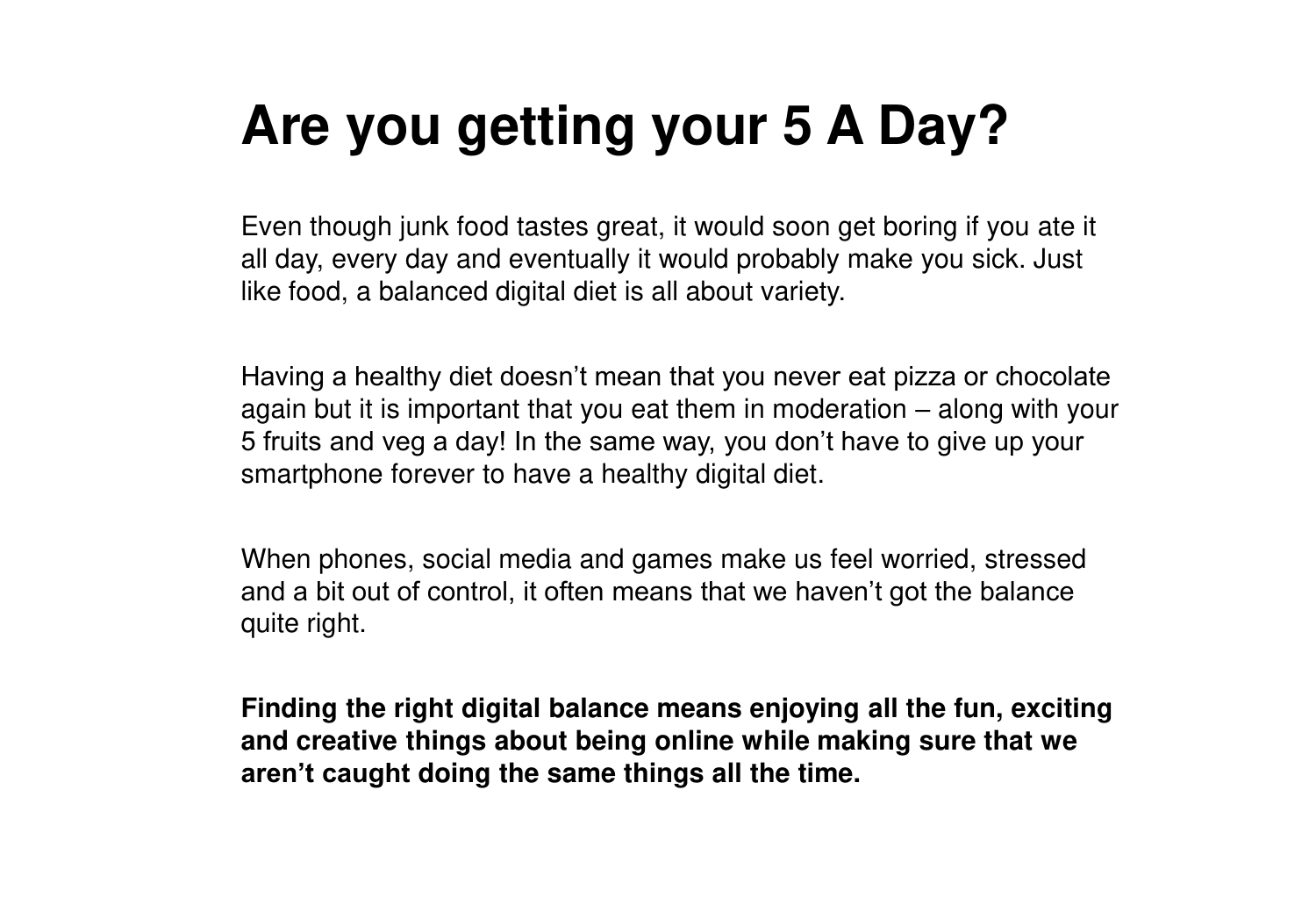# Are you getting your 5 A Day?

Even though junk food tastes great, it would soon get boring if you ate it all day, every day and eventually it would probably make you sick. Just like food, a balanced digital diet is all about variety.

Having a healthy diet doesn't mean that you never eat pizza or chocolate again but it is important that you eat them in moderation – along with your 5 fruits and veg a day! In the same way, you don't have to give up your smartphone forever to have a healthy digital diet.

When phones, social media and games make us feel worried, stressed and a bit out of control, it often means that we haven't got the balance quite right.

**Finding the right digital balance means enjoying all the fun, exciting and creative things about being online while making sure that we aren't caught doing the same things all the time.**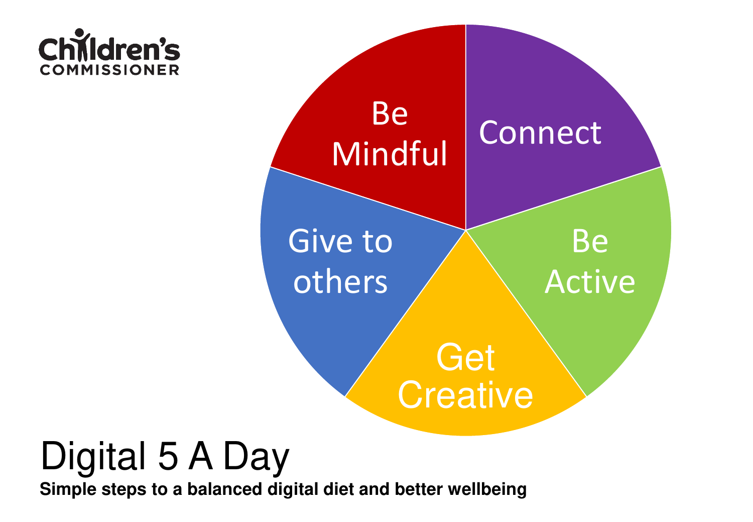Children's Commissioner

Be Mindful

Connect

Be Active

Get Creative

Give to others

# Digital 5 A Day

**Simple steps to a balanced digital diet and better wellbeing**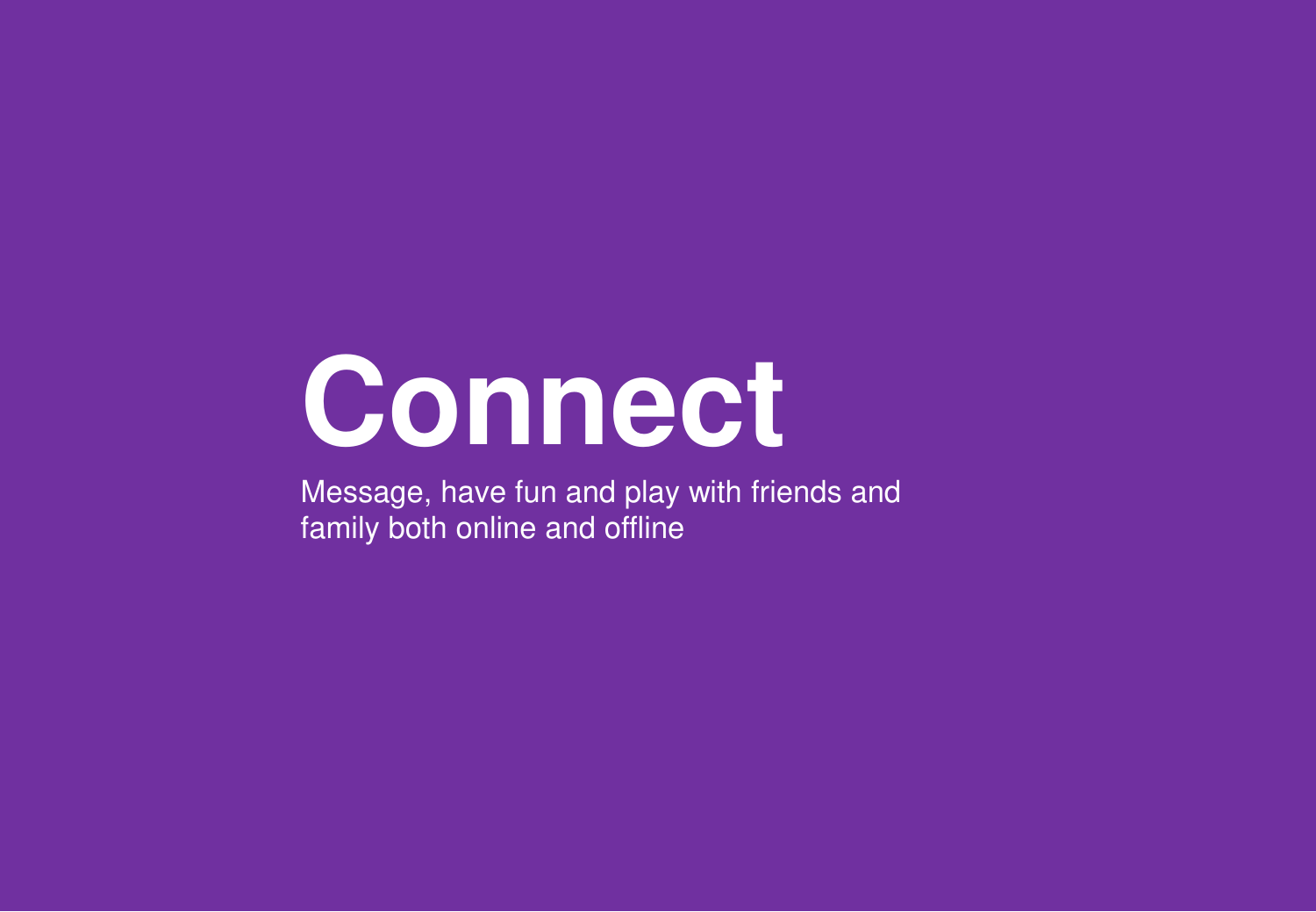# Connect

Message, have fun and play with friends and family both online and offline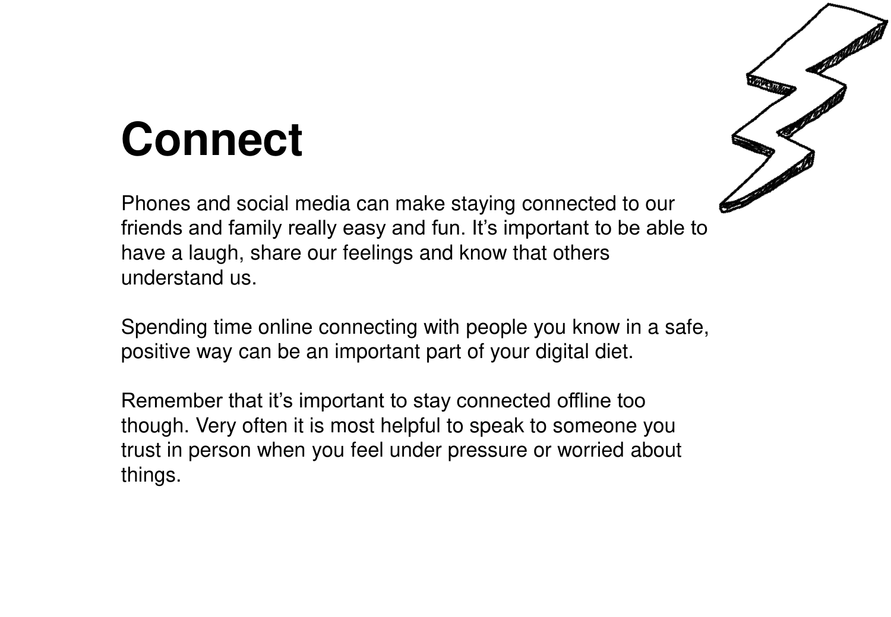# Connect

Phones and social media can make staying connected to our friends and family really easy and fun. It's important to be able to have a laugh, share our feelings and know that others understand us.

Spending time online connecting with people you know in a safe, positive way can be an important part of your digital diet.

Remember that it's important to stay connected offline too though. Very often it is most helpful to speak to someone you trust in person when you feel under pressure or worried about things.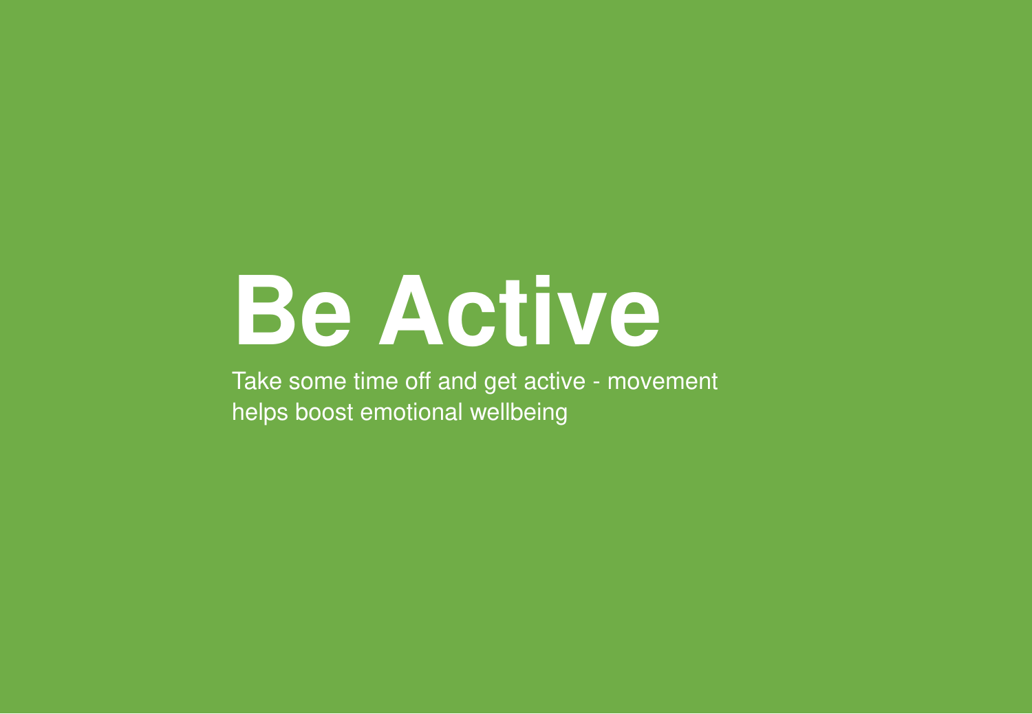# Be Active

Take some time off and get active - movement helps boost emotional wellbeing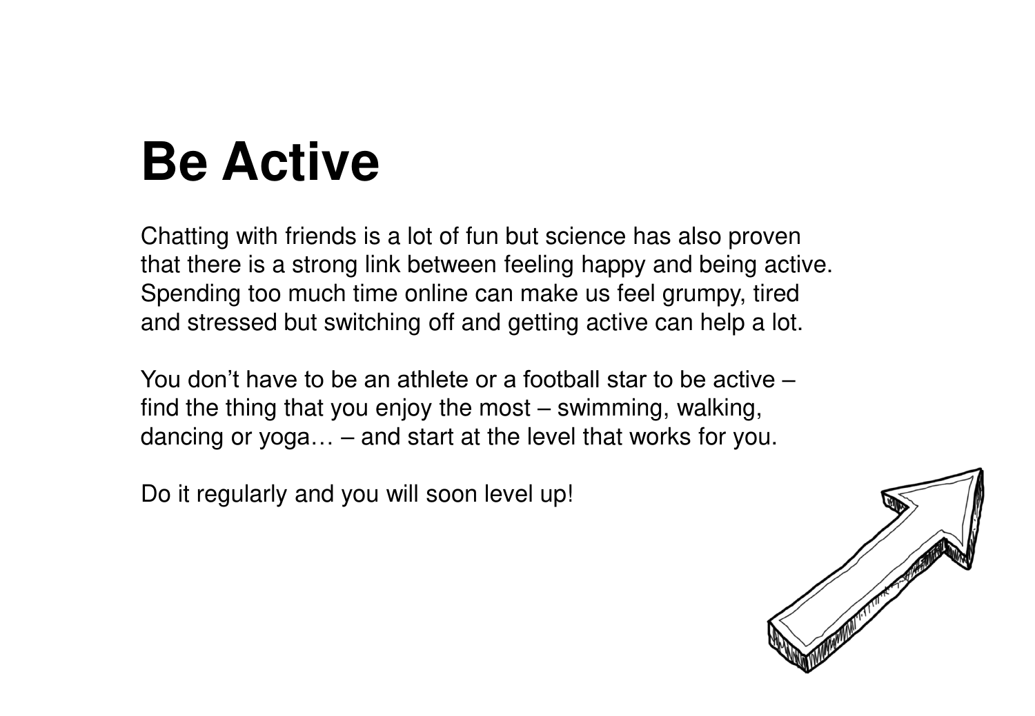# Be Active

Chatting with friends is a lot of fun but science has also proven that there is a strong link between feeling happy and being active. Spending too much time online can make us feel grumpy, tired and stressed but switching off and getting active can help a lot.

You don’t have to be an athlete or a football star to be active – find the thing that you enjoy the most – swimming, walking, dancing or yoga… – and start at the level that works for you.

Do it regularly and you will soon level up!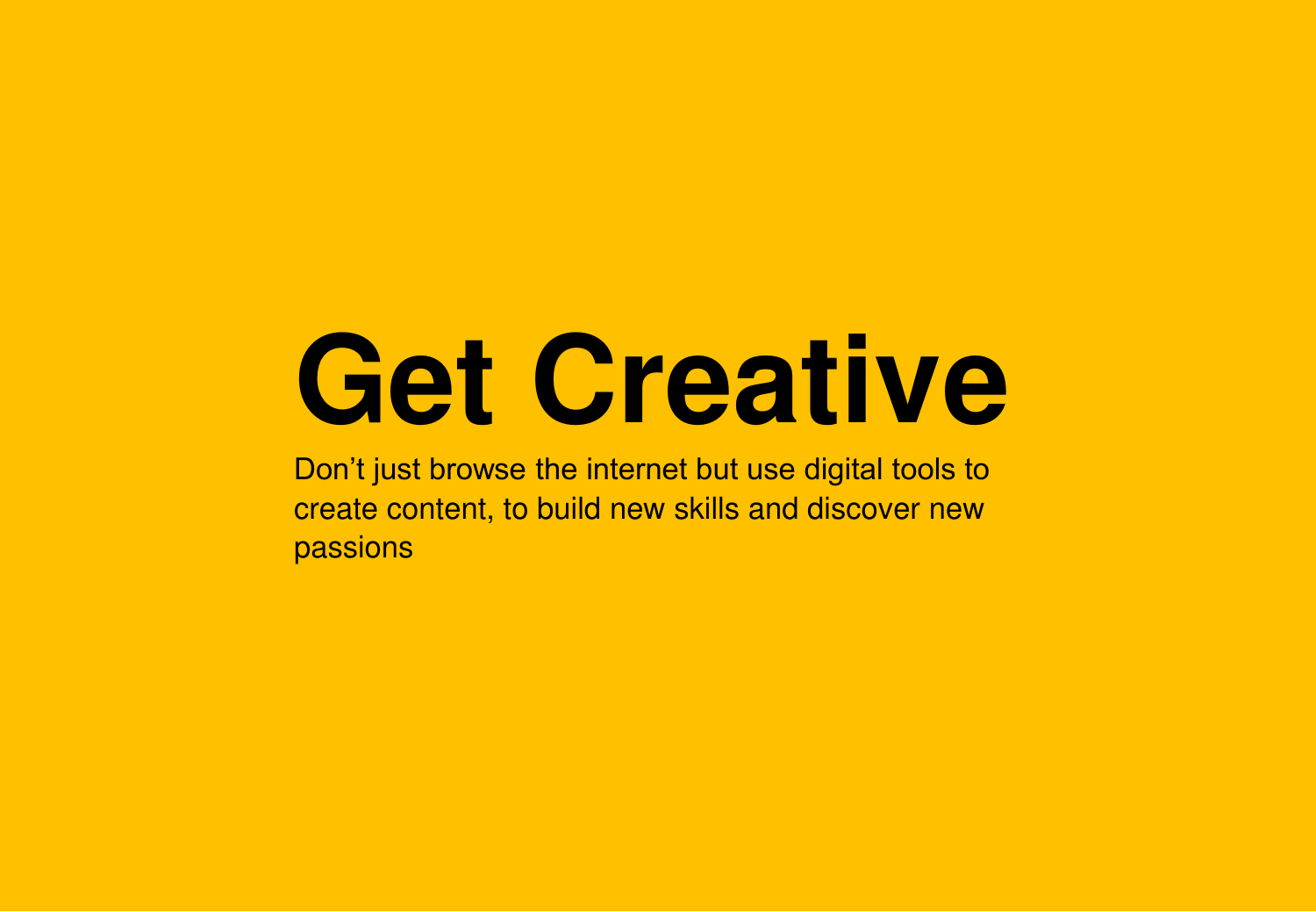# Get Creative

Don’t just browse the internet but use digital tools to create content, to build new skills and discover new passions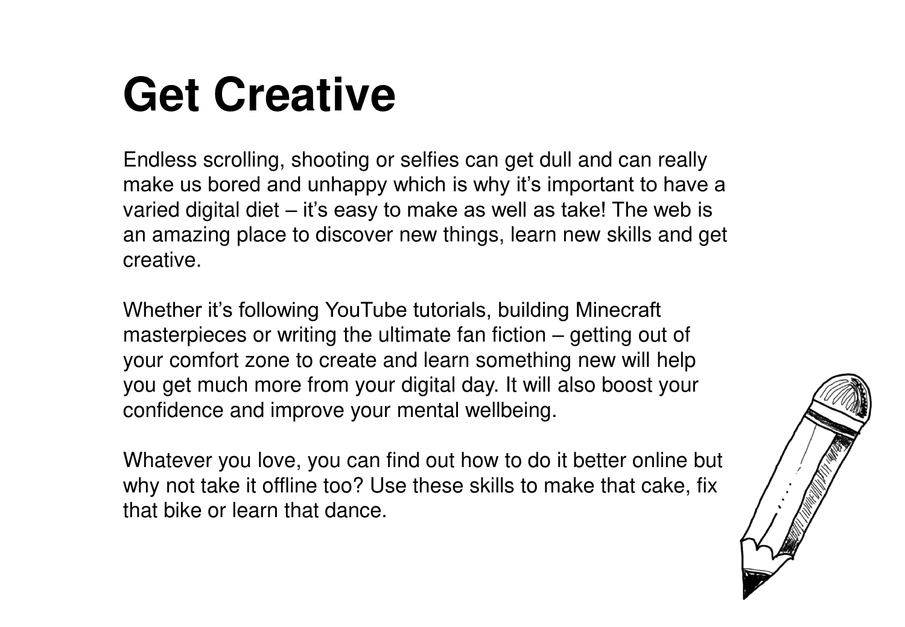# Get Creative

Endless scrolling, shooting or selfies can get dull and can really make us bored and unhappy which is why it's important to have a varied digital diet – it's easy to make as well as take! The web is an amazing place to discover new things, learn new skills and get creative.

Whether it's following YouTube tutorials, building Minecraft masterpieces or writing the ultimate fan fiction – getting out of your comfort zone to create and learn something new will help you get much more from your digital day. It will also boost your confidence and improve your mental wellbeing.

Whatever you love, you can find out how to do it better online but why not take it offline too? Use these skills to make that cake, fix that bike or learn that dance.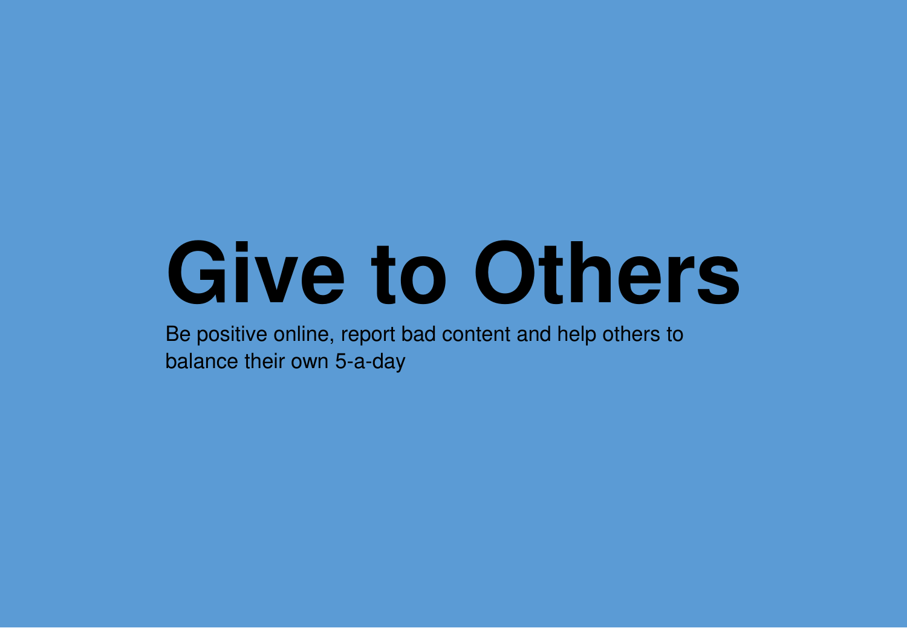# Give to Others

Be positive online, report bad content and help others to balance their own 5-a-day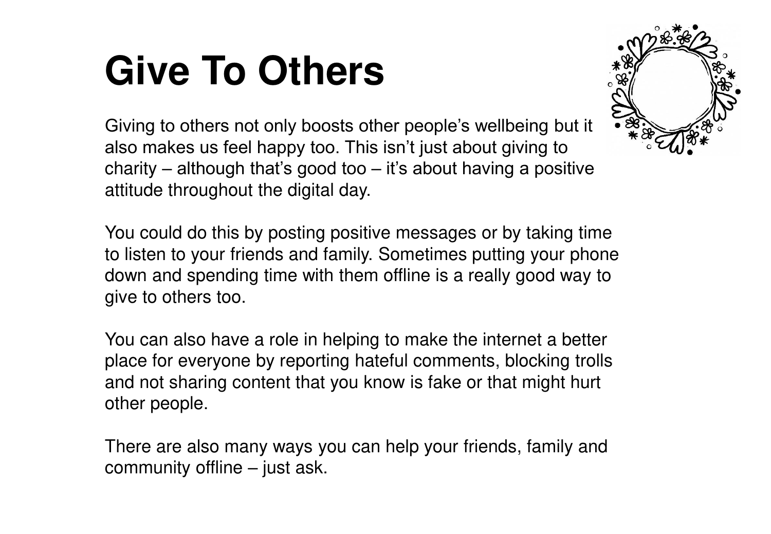# Give To Others

Giving to others not only boosts other people's wellbeing but it also makes us feel happy too. This isn't just about giving to charity – although that's good too – it's about having a positive attitude throughout the digital day.

You could do this by posting positive messages or by taking time to listen to your friends and family. Sometimes putting your phone down and spending time with them offline is a really good way to give to others too.

You can also have a role in helping to make the internet a better place for everyone by reporting hateful comments, blocking trolls and not sharing content that you know is fake or that might hurt other people.

There are also many ways you can help your friends, family and community offline – just ask.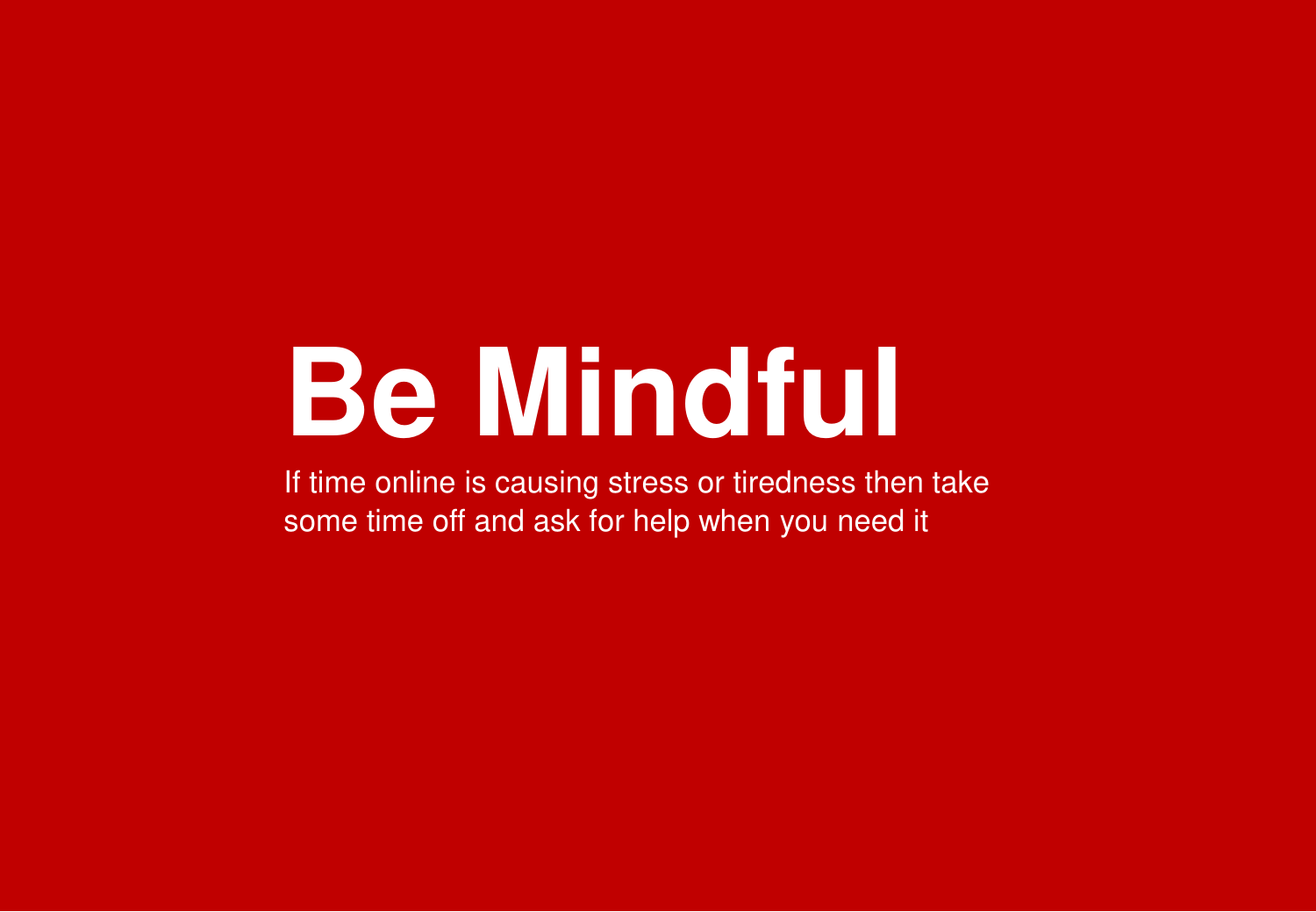# Be Mindful

If time online is causing stress or tiredness then take some time off and ask for help when you need it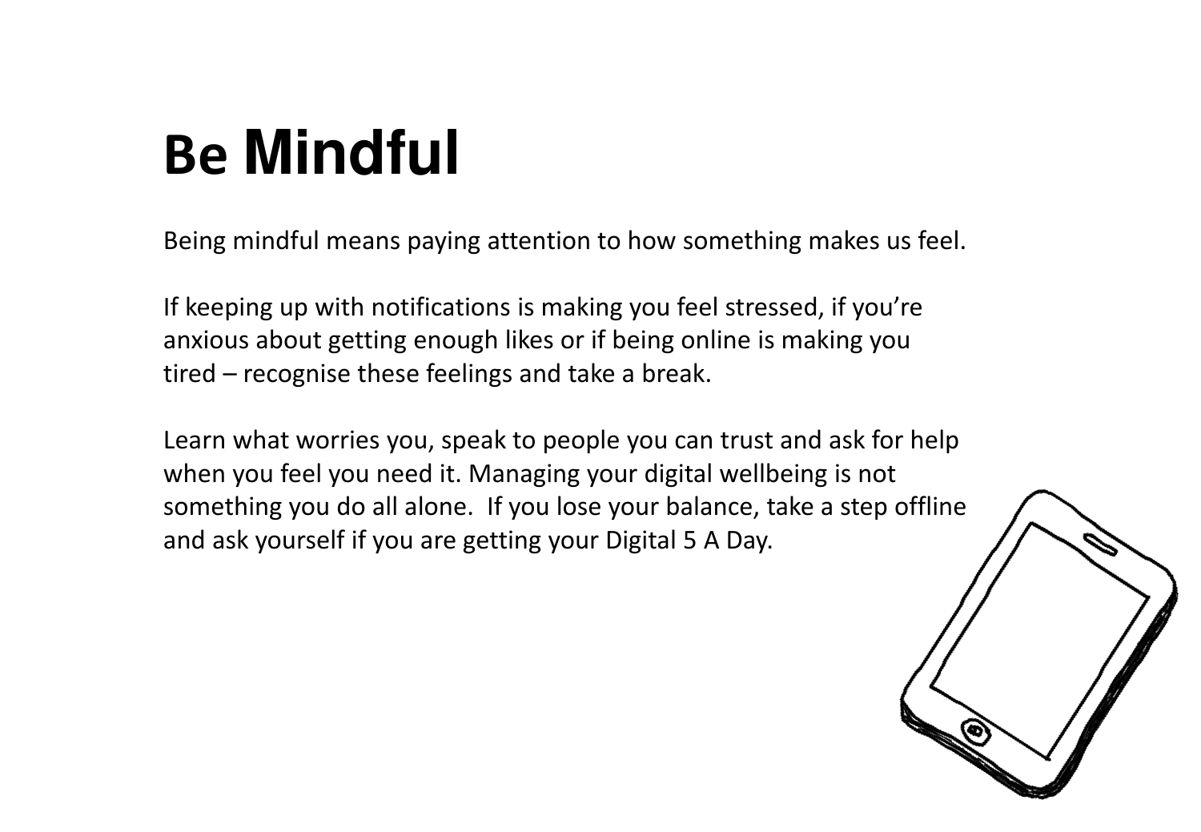# Be Mindful

Being mindful means paying attention to how something makes us feel.

If keeping up with notifications is making you feel stressed, if you're anxious about getting enough likes or if being online is making you tired – recognise these feelings and take a break.

Learn what worries you, speak to people you can trust and ask for help when you feel you need it. Managing your digital wellbeing is not something you do all alone. If you lose your balance, take a step offline and ask yourself if you are getting your Digital 5 A Day.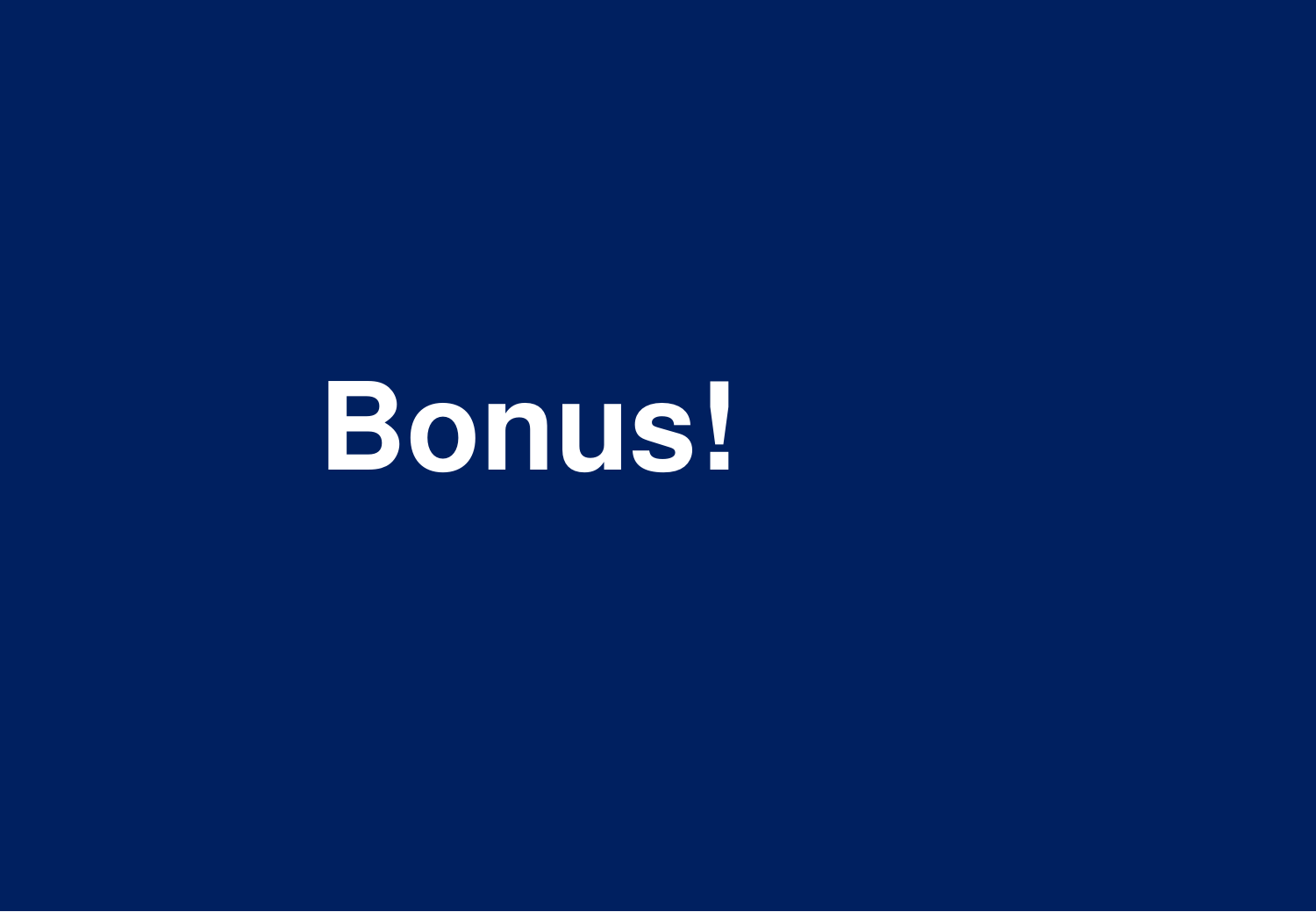# Bonus!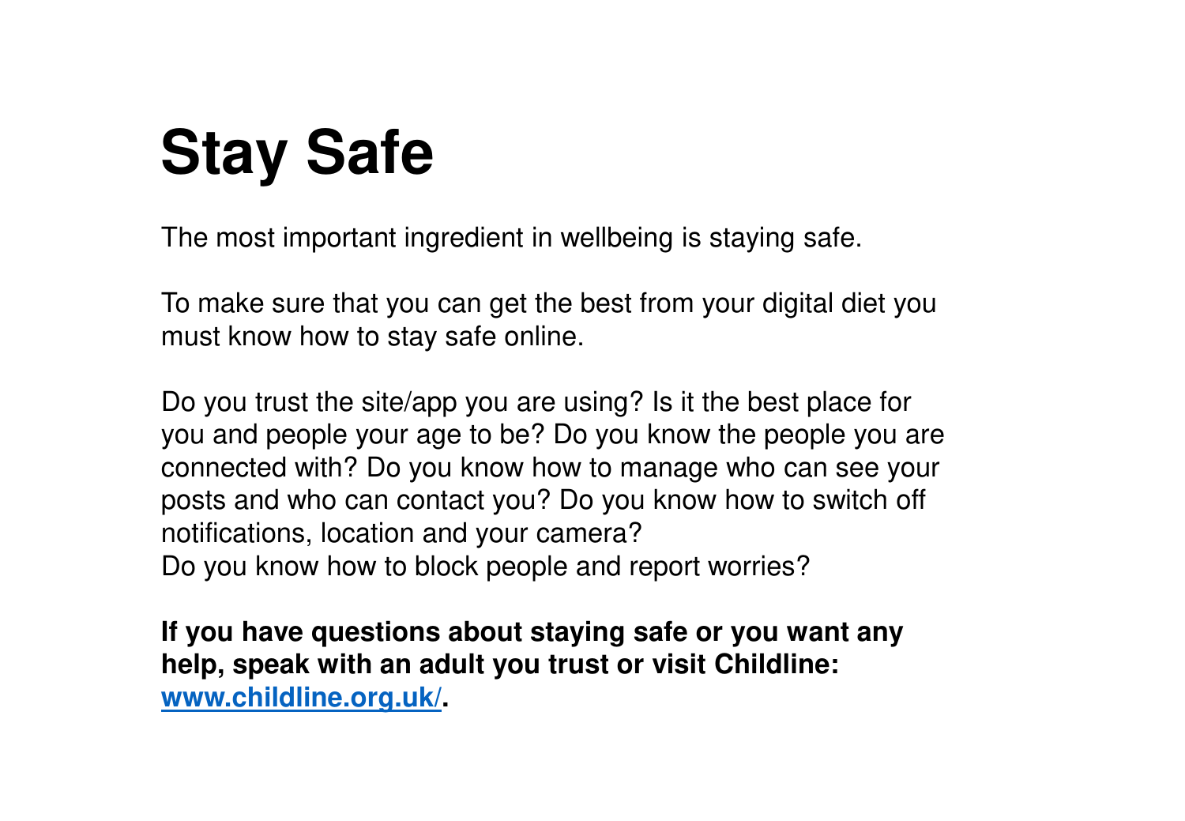# Stay Safe

The most important ingredient in wellbeing is staying safe.

To make sure that you can get the best from your digital diet you must know how to stay safe online.

Do you trust the site/app you are using? Is it the best place for you and people your age to be? Do you know the people you are connected with? Do you know how to manage who can see your posts and who can contact you? Do you know how to switch off notifications, location and your camera?
Do you know how to block people and report worries?

**If you have questions about staying safe or you want any help, speak with an adult you trust or visit Childline: [www.childline.org.uk/](http://www.childline.org.uk/).**